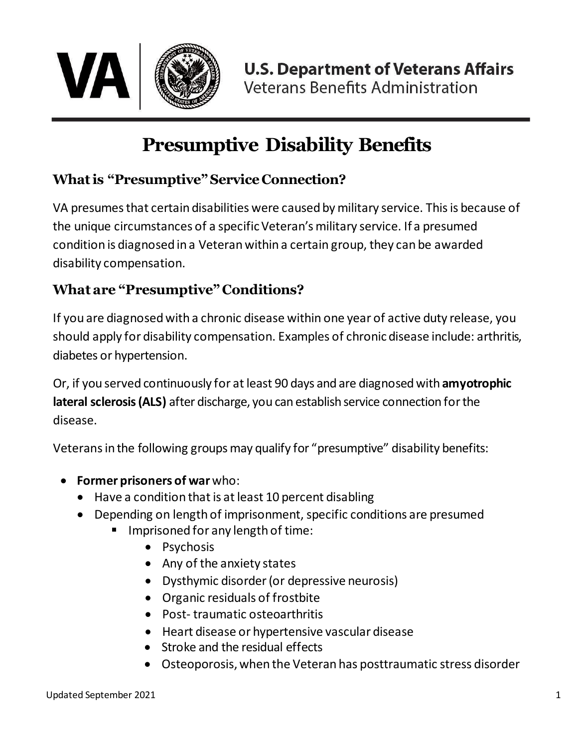**U.S. Department of Veterans Affairs**
Veterans Benefits Administration

# Presumptive Disability Benefits

## What is "Presumptive" Service Connection?

VA presumes that certain disabilities were caused by military service. This is because of the unique circumstances of a specific Veteran's military service. If a presumed condition is diagnosed in a Veteran within a certain group, they can be awarded disability compensation.

## What are "Presumptive" Conditions?

If you are diagnosed with a chronic disease within one year of active duty release, you should apply for disability compensation. Examples of chronic disease include: arthritis, diabetes or hypertension.

Or, if you served continuously for at least 90 days and are diagnosed with **amyotrophic lateral sclerosis (ALS)** after discharge, you can establish service connection for the disease.

Veterans in the following groups may qualify for "presumptive" disability benefits:

- **Former prisoners of war** who:
  - Have a condition that is at least 10 percent disabling
  - Depending on length of imprisonment, specific conditions are presumed
    - Imprisoned for any length of time:
      - Psychosis
      - Any of the anxiety states
      - Dysthymic disorder (or depressive neurosis)
      - Organic residuals of frostbite
      - Post- traumatic osteoarthritis
      - Heart disease or hypertensive vascular disease
      - Stroke and the residual effects
      - Osteoporosis, when the Veteran has posttraumatic stress disorder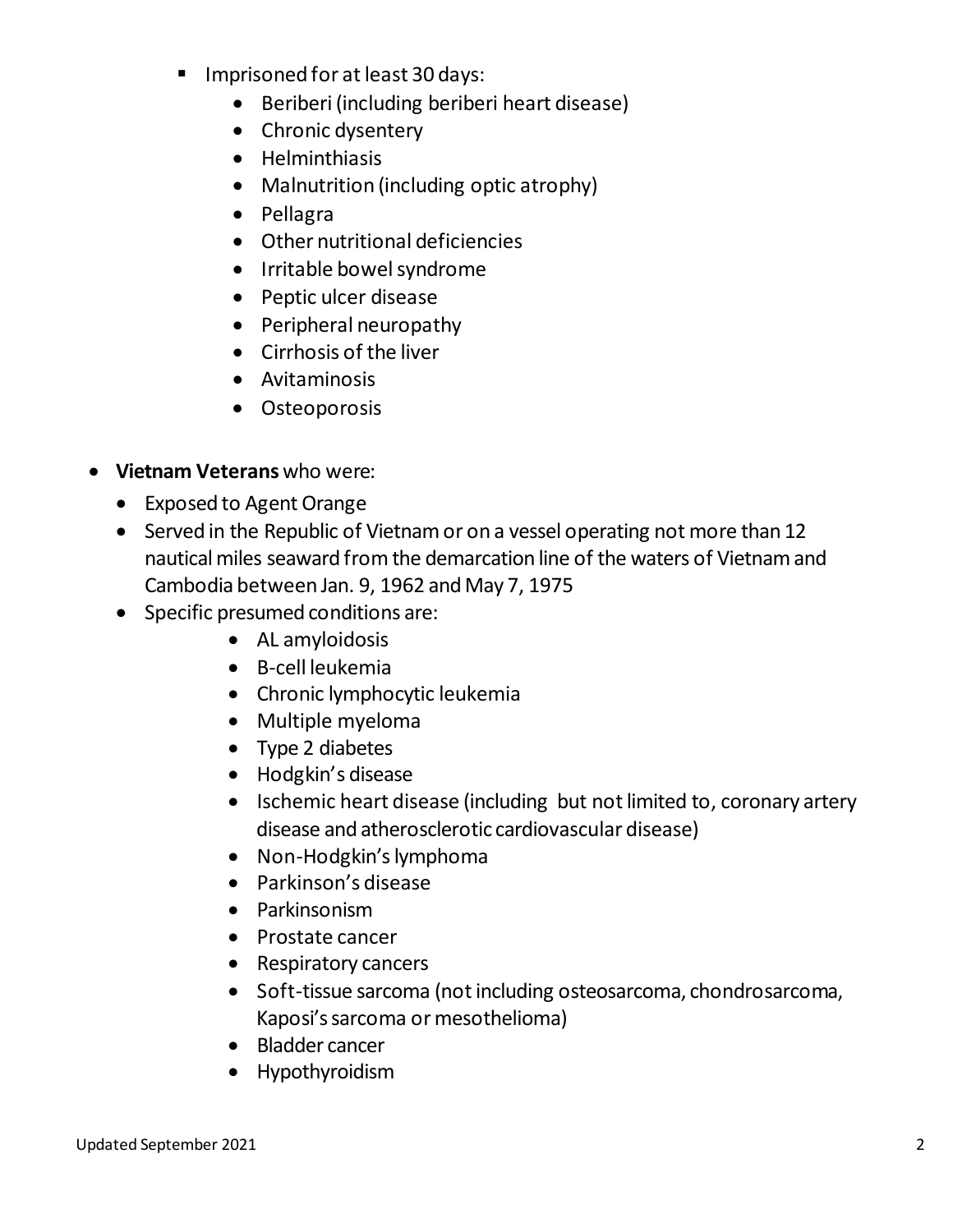- Imprisoned for at least 30 days:
  - Beriberi (including beriberi heart disease)
  - Chronic dysentery
  - Helminthiasis
  - Malnutrition (including optic atrophy)
  - Pellagra
  - Other nutritional deficiencies
  - Irritable bowel syndrome
  - Peptic ulcer disease
  - Peripheral neuropathy
  - Cirrhosis of the liver
  - Avitaminosis
  - Osteoporosis

- **Vietnam Veterans** who were:
  - Exposed to Agent Orange
  - Served in the Republic of Vietnam or on a vessel operating not more than 12 nautical miles seaward from the demarcation line of the waters of Vietnam and Cambodia between Jan. 9, 1962 and May 7, 1975
  - Specific presumed conditions are:
    - AL amyloidosis
    - B-cell leukemia
    - Chronic lymphocytic leukemia
    - Multiple myeloma
    - Type 2 diabetes
    - Hodgkin's disease
    - Ischemic heart disease (including but not limited to, coronary artery disease and atherosclerotic cardiovascular disease)
    - Non-Hodgkin's lymphoma
    - Parkinson's disease
    - Parkinsonism
    - Prostate cancer
    - Respiratory cancers
    - Soft-tissue sarcoma (not including osteosarcoma, chondrosarcoma, Kaposi's sarcoma or mesothelioma)
    - Bladder cancer
    - Hypothyroidism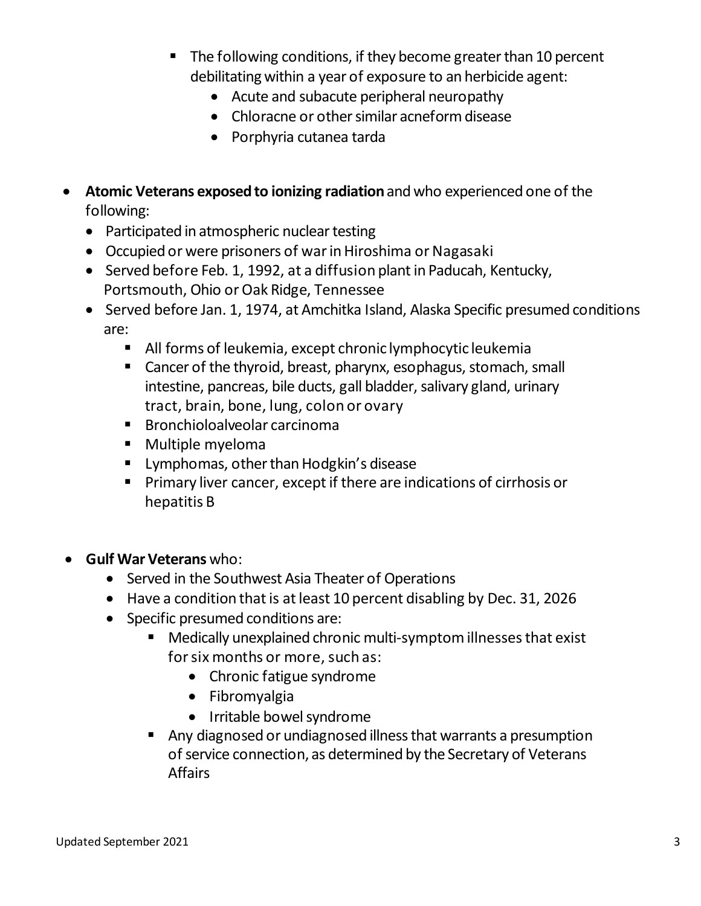- The following conditions, if they become greater than 10 percent debilitating within a year of exposure to an herbicide agent:
        - Acute and subacute peripheral neuropathy
        - Chloracne or other similar acneform disease
        - Porphyria cutanea tarda

- **Atomic Veterans exposed to ionizing radiation** and who experienced one of the following:
    - Participated in atmospheric nuclear testing
    - Occupied or were prisoners of war in Hiroshima or Nagasaki
    - Served before Feb. 1, 1992, at a diffusion plant in Paducah, Kentucky, Portsmouth, Ohio or Oak Ridge, Tennessee
    - Served before Jan. 1, 1974, at Amchitka Island, Alaska Specific presumed conditions are:
        - All forms of leukemia, except chronic lymphocytic leukemia
        - Cancer of the thyroid, breast, pharynx, esophagus, stomach, small intestine, pancreas, bile ducts, gall bladder, salivary gland, urinary tract, brain, bone, lung, colon or ovary
        - Bronchioloalveolar carcinoma
        - Multiple myeloma
        - Lymphomas, other than Hodgkin's disease
        - Primary liver cancer, except if there are indications of cirrhosis or hepatitis B

- **Gulf War Veterans** who:
    - Served in the Southwest Asia Theater of Operations
    - Have a condition that is at least 10 percent disabling by Dec. 31, 2026
    - Specific presumed conditions are:
        - Medically unexplained chronic multi-symptom illnesses that exist for six months or more, such as:
            - Chronic fatigue syndrome
            - Fibromyalgia
            - Irritable bowel syndrome
        - Any diagnosed or undiagnosed illness that warrants a presumption of service connection, as determined by the Secretary of Veterans Affairs

Updated September 2021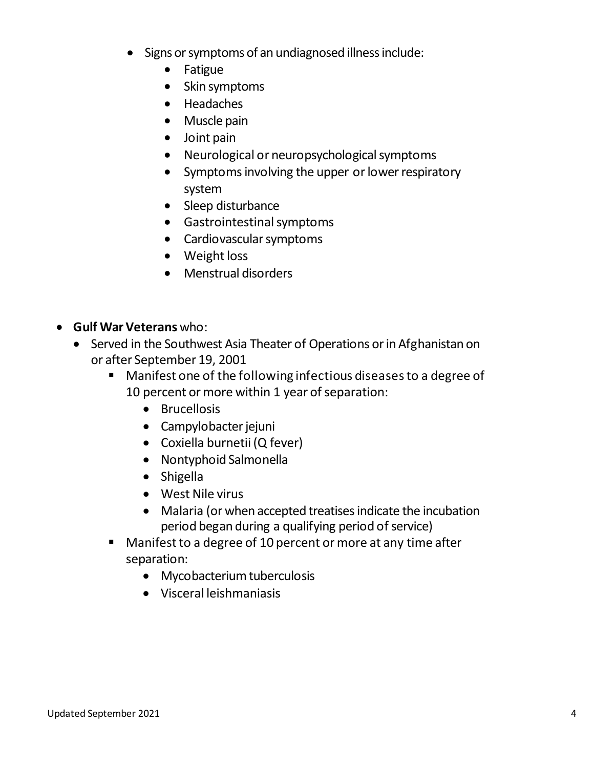- Signs or symptoms of an undiagnosed illness include:
    - Fatigue
    - Skin symptoms
    - Headaches
    - Muscle pain
    - Joint pain
    - Neurological or neuropsychological symptoms
    - Symptoms involving the upper or lower respiratory system
    - Sleep disturbance
    - Gastrointestinal symptoms
    - Cardiovascular symptoms
    - Weight loss
    - Menstrual disorders

- **Gulf War Veterans** who:
    - Served in the Southwest Asia Theater of Operations or in Afghanistan on or after September 19, 2001
        - Manifest one of the following infectious diseases to a degree of 10 percent or more within 1 year of separation:
            - Brucellosis
            - Campylobacter jejuni
            - Coxiella burnetii (Q fever)
            - Nontyphoid Salmonella
            - Shigella
            - West Nile virus
            - Malaria (or when accepted treatises indicate the incubation period began during a qualifying period of service)
        - Manifest to a degree of 10 percent or more at any time after separation:
            - Mycobacterium tuberculosis
            - Visceral leishmaniasis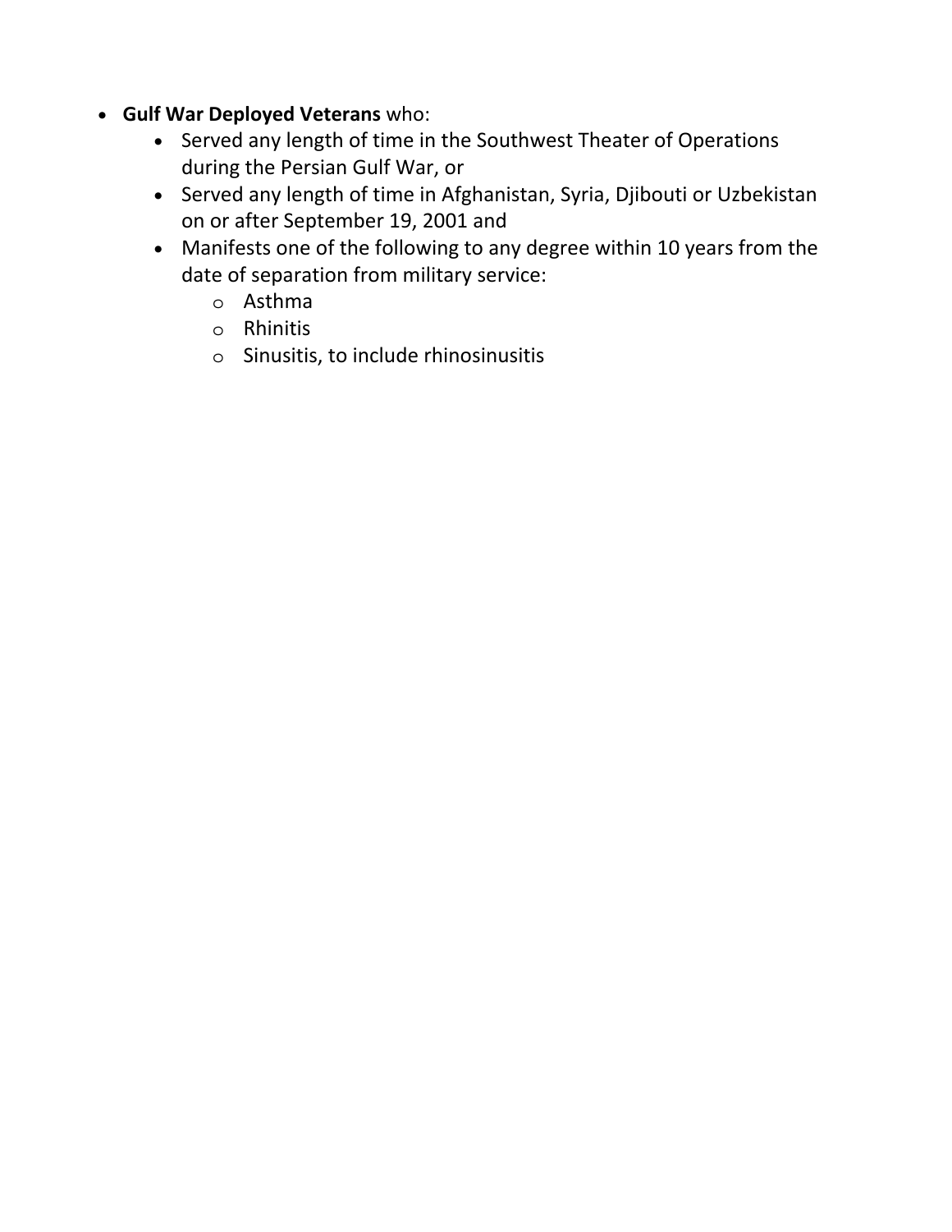- **Gulf War Deployed Veterans** who:
    - Served any length of time in the Southwest Theater of Operations during the Persian Gulf War, or
    - Served any length of time in Afghanistan, Syria, Djibouti or Uzbekistan on or after September 19, 2001 and
    - Manifests one of the following to any degree within 10 years from the date of separation from military service:
        - Asthma
        - Rhinitis
        - Sinusitis, to include rhinosinusitis